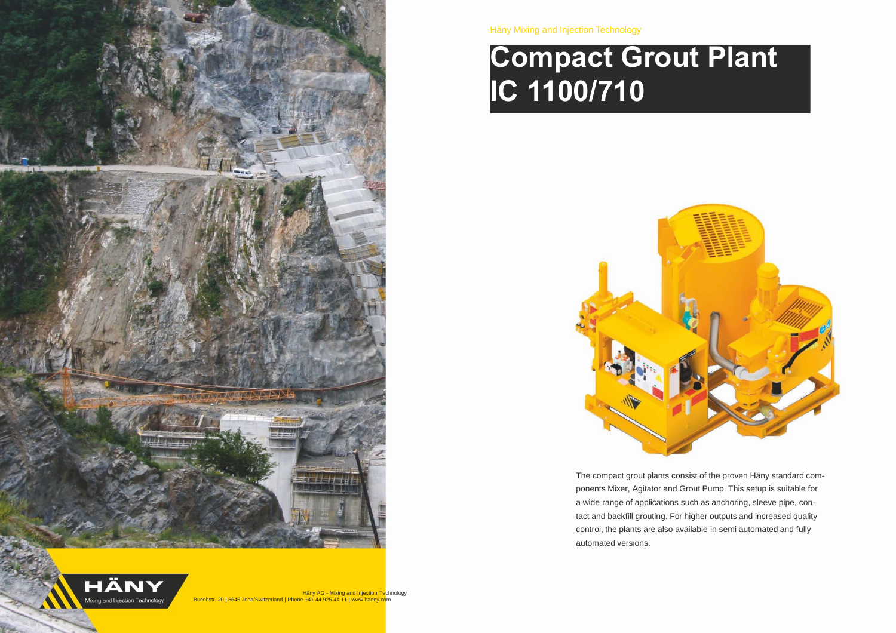Häny Mixing and Injection Technology

# Compact Grout Plant IC 1100/710

The compact grout plants consist of the proven Häny standard components Mixer, Agitator and Grout Pump. This setup is suitable for a wide range of applications such as anchoring, sleeve pipe, contact and backfill grouting. For higher outputs and increased quality control, the plants are also available in semi automated and fully automated versions.

HÄNY
Mixing and Injection Technology

Häny AG - Mixing and Injection Technology
Buechstr. 20 | 8645 Jona/Switzerland | Phone +41 44 925 41 11 | www.haeny.com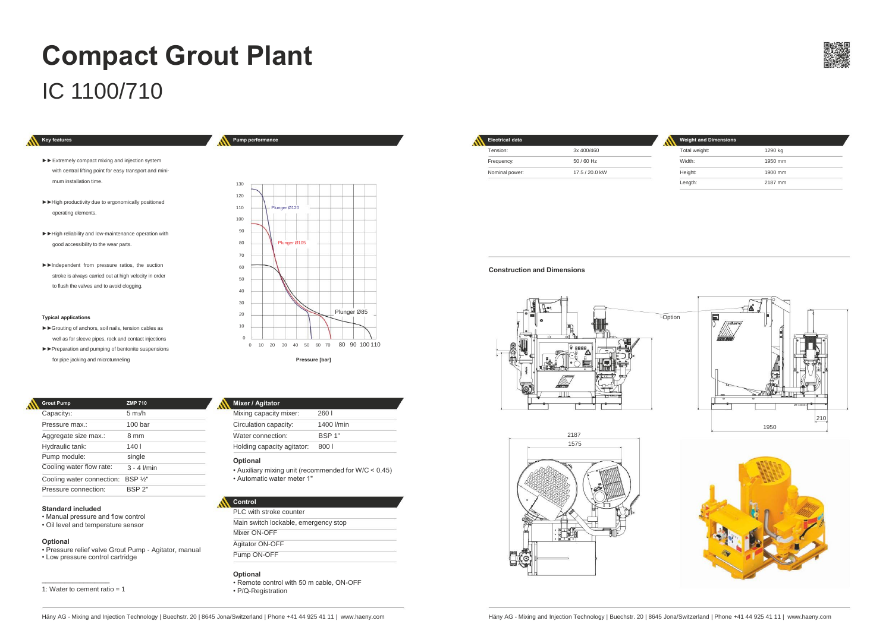# Compact Grout Plant

## IC 1100/710

### Key features

- ►►Extremely compact mixing and injection system with central lifting point for easy transport and minimum installation time.
- ►►High productivity due to ergonomically positioned operating elements.
- ►►High reliability and low-maintenance operation with good accessibility to the wear parts.
- ►►Independent from pressure ratios, the suction stroke is always carried out at high velocity in order to flush the valves and to avoid clogging.

**Typical applications**

- ►►Grouting of anchors, soil nails, tension cables as well as for sleeve pipes, rock and contact injections
- ►►Preparation and pumping of bentonite suspensions for pipe jacking and microtunneling

### Pump performance

130
120
110
100
90
80
70
60
50
40
30
20
10
0

Plunger Ø120
Plunger Ø105
Plunger Ø85

0 10 20 30 40 50 60 70 80 90 100 110

Pressure [bar]

### Grout Pump

| Grout Pump | ZMP 710 |
|---|---|
| Capacity[1]: | 5 $m^3$/h |
| Pressure max.: | 100 bar |
| Aggregate size max.: | 8 mm |
| Hydraulic tank: | 140 l |
| Pump module: | single |
| Cooling water flow rate: | 3 - 4 l/min |
| Cooling water connection: | BSP ½" |
| Pressure connection: | BSP 2" |

**Standard included**

- Manual pressure and flow control
- Oil level and temperature sensor

**Optional**

- Pressure relief valve Grout Pump - Agitator, manual
- Low pressure control cartridge

1: Water to cement ratio = 1

### Mixer / Agitator

| | |
|---|---|
| Mixing capacity mixer: | 260 l |
| Circulation capacity: | 1400 l/min |
| Water connection: | BSP 1" |
| Holding capacity agitator: | 800 l |

**Optional**

- Auxiliary mixing unit (recommended for W/C < 0.45)
- Automatic water meter 1"

### Control

- PLC with stroke counter
- Main switch lockable, emergency stop
- Mixer ON-OFF
- Agitator ON-OFF
- Pump ON-OFF

**Optional**

- Remote control with 50 m cable, ON-OFF
- P/Q-Registration

### Electrical data

| | |
|---|---|
| Tension: | 3x 400/460 |
| Frequency: | 50 / 60 Hz |
| Nominal power: | 17.5 / 20.0 kW |

### Weight and Dimensions

| | |
|---|---|
| Total weight: | 1290 kg |
| Width: | 1950 mm |
| Height: | 1900 mm |
| Length: | 2187 mm |

### Construction and Dimensions

Option

210

1950

2187

1575

Häny AG - Mixing and Injection Technology | Buechstr. 20 | 8645 Jona/Switzerland | Phone +41 44 925 41 11 | www.haeny.com